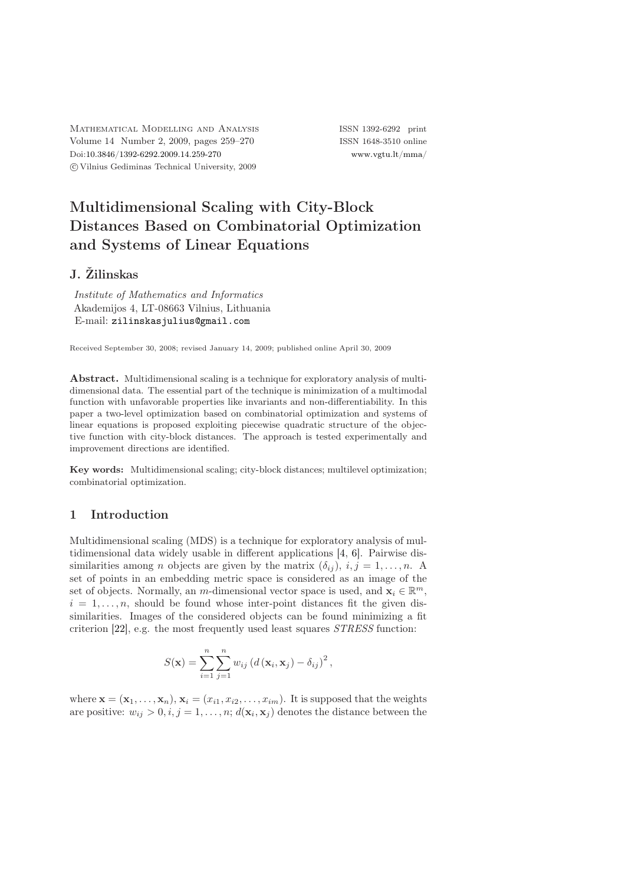# Multidimensional Scaling with City-Block Distances Based on Combinatorial Optimization and Systems of Linear Equations

## J. Žilinskas

*Institute of Mathematics and Informatics*
Akademijos 4, LT-08663 Vilnius, Lithuania
E-mail: zilinskasjulius@gmail.com

Received September 30, 2008; revised January 14, 2009; published online April 30, 2009

**Abstract.** Multidimensional scaling is a technique for exploratory analysis of multidimensional data. The essential part of the technique is minimization of a multimodal function with unfavorable properties like invariants and non-differentiability. In this paper a two-level optimization based on combinatorial optimization and systems of linear equations is proposed exploiting piecewise quadratic structure of the objective function with city-block distances. The approach is tested experimentally and improvement directions are identified.

**Key words:** Multidimensional scaling; city-block distances; multilevel optimization; combinatorial optimization.

## 1 Introduction

Multidimensional scaling (MDS) is a technique for exploratory analysis of multidimensional data widely usable in different applications [4, 6]. Pairwise dissimilarities among $n$ objects are given by the matrix $(\delta_{ij})$, $i, j = 1, \ldots, n$. A set of points in an embedding metric space is considered as an image of the set of objects. Normally, an $m$-dimensional vector space is used, and $\mathbf{x}_i \in \mathbb{R}^m$, $i = 1, \ldots, n$, should be found whose inter-point distances fit the given dissimilarities. Images of the considered objects can be found minimizing a fit criterion [22], e.g. the most frequently used least squares *STRESS* function:

$$S(\mathbf{x}) = \sum_{i=1}^{n} \sum_{j=1}^{n} w_{ij} \left( d\left(\mathbf{x}_i, \mathbf{x}_j\right) - \delta_{ij} \right)^2,$$

where $\mathbf{x} = (\mathbf{x}_1, \ldots, \mathbf{x}_n)$, $\mathbf{x}_i = (x_{i1}, x_{i2}, \ldots, x_{im})$. It is supposed that the weights are positive: $w_{ij} > 0$, $i, j = 1, \ldots, n$; $d(\mathbf{x}_i, \mathbf{x}_j)$ denotes the distance between the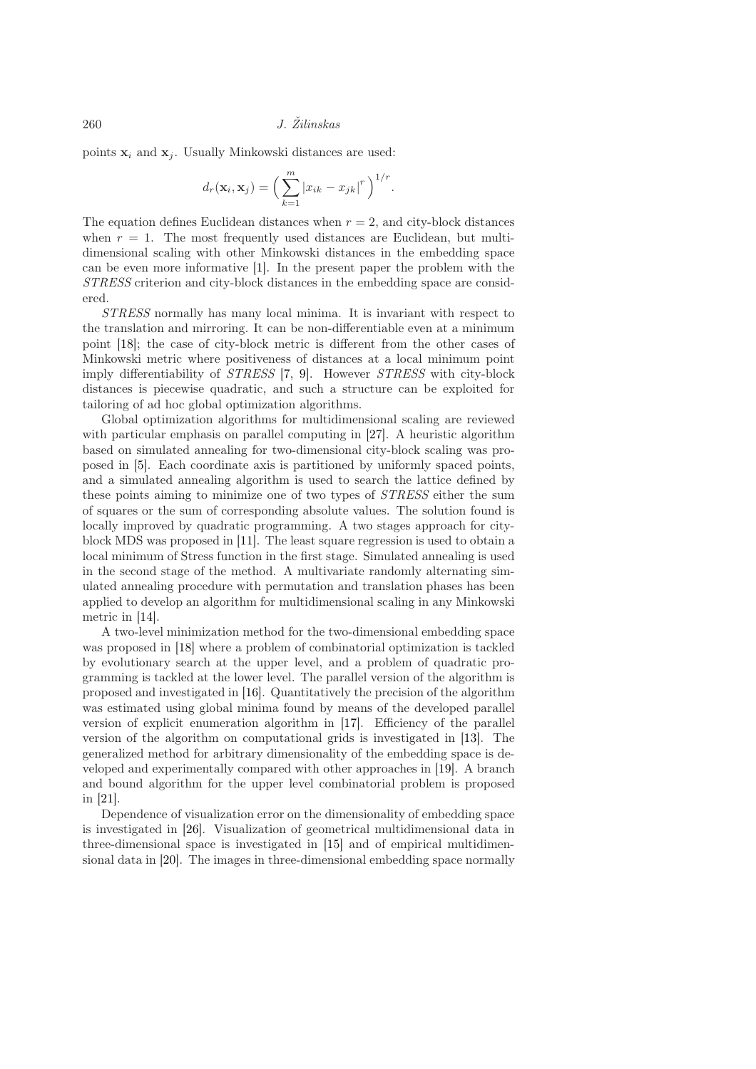points $\mathbf{x}_i$ and $\mathbf{x}_j$. Usually Minkowski distances are used:

$$d_r(\mathbf{x}_i, \mathbf{x}_j) = \Big( \sum_{k=1}^{m} |x_{ik} - x_{jk}|^r \Big)^{1/r}.$$

The equation defines Euclidean distances when $r = 2$, and city-block distances when $r = 1$. The most frequently used distances are Euclidean, but multidimensional scaling with other Minkowski distances in the embedding space can be even more informative [1]. In the present paper the problem with the *STRESS* criterion and city-block distances in the embedding space are considered.

*STRESS* normally has many local minima. It is invariant with respect to the translation and mirroring. It can be non-differentiable even at a minimum point [18]; the case of city-block metric is different from the other cases of Minkowski metric where positiveness of distances at a local minimum point imply differentiability of *STRESS* [7, 9]. However *STRESS* with city-block distances is piecewise quadratic, and such a structure can be exploited for tailoring of ad hoc global optimization algorithms.

Global optimization algorithms for multidimensional scaling are reviewed with particular emphasis on parallel computing in [27]. A heuristic algorithm based on simulated annealing for two-dimensional city-block scaling was proposed in [5]. Each coordinate axis is partitioned by uniformly spaced points, and a simulated annealing algorithm is used to search the lattice defined by these points aiming to minimize one of two types of *STRESS* either the sum of squares or the sum of corresponding absolute values. The solution found is locally improved by quadratic programming. A two stages approach for city-block MDS was proposed in [11]. The least square regression is used to obtain a local minimum of Stress function in the first stage. Simulated annealing is used in the second stage of the method. A multivariate randomly alternating simulated annealing procedure with permutation and translation phases has been applied to develop an algorithm for multidimensional scaling in any Minkowski metric in [14].

A two-level minimization method for the two-dimensional embedding space was proposed in [18] where a problem of combinatorial optimization is tackled by evolutionary search at the upper level, and a problem of quadratic programming is tackled at the lower level. The parallel version of the algorithm is proposed and investigated in [16]. Quantitatively the precision of the algorithm was estimated using global minima found by means of the developed parallel version of explicit enumeration algorithm in [17]. Efficiency of the parallel version of the algorithm on computational grids is investigated in [13]. The generalized method for arbitrary dimensionality of the embedding space is developed and experimentally compared with other approaches in [19]. A branch and bound algorithm for the upper level combinatorial problem is proposed in [21].

Dependence of visualization error on the dimensionality of embedding space is investigated in [26]. Visualization of geometrical multidimensional data in three-dimensional space is investigated in [15] and of empirical multidimensional data in [20]. The images in three-dimensional embedding space normally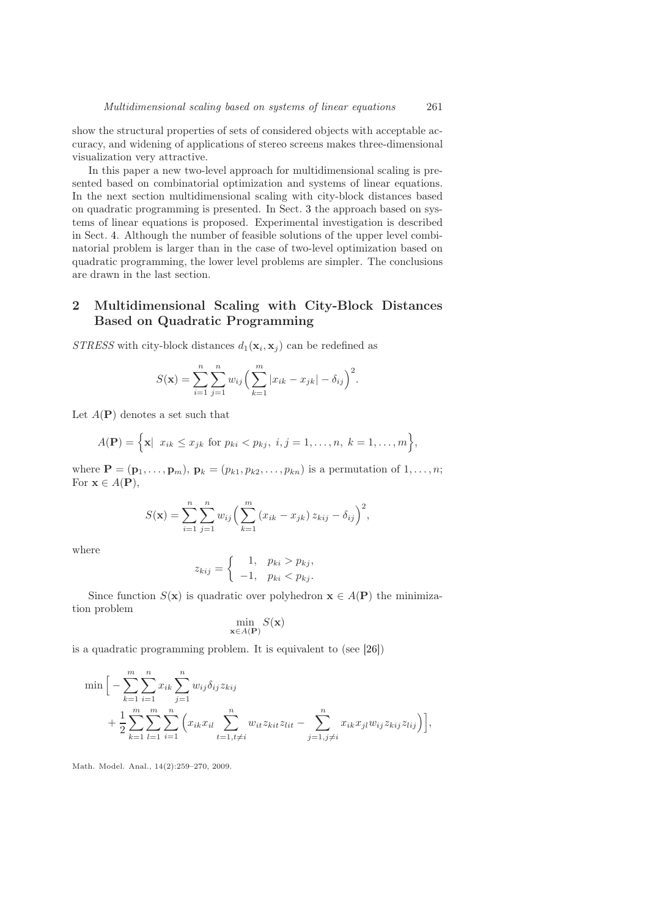show the structural properties of sets of considered objects with acceptable accuracy, and widening of applications of stereo screens makes three-dimensional visualization very attractive.

In this paper a new two-level approach for multidimensional scaling is presented based on combinatorial optimization and systems of linear equations. In the next section multidimensional scaling with city-block distances based on quadratic programming is presented. In Sect. 3 the approach based on systems of linear equations is proposed. Experimental investigation is described in Sect. 4. Although the number of feasible solutions of the upper level combinatorial problem is larger than in the case of two-level optimization based on quadratic programming, the lower level problems are simpler. The conclusions are drawn in the last section.

## 2 Multidimensional Scaling with City-Block Distances Based on Quadratic Programming

*STRESS* with city-block distances $d_1(\mathbf{x}_i, \mathbf{x}_j)$ can be redefined as

$$S(\mathbf{x}) = \sum_{i=1}^{n} \sum_{j=1}^{n} w_{ij} \Big( \sum_{k=1}^{m} |x_{ik} - x_{jk}| - \delta_{ij} \Big)^2.$$

Let $A(\mathbf{P})$ denotes a set such that

$$A(\mathbf{P}) = \Big\{ \mathbf{x} | \;\; x_{ik} \leq x_{jk} \text{ for } p_{ki} < p_{kj}, \; i,j = 1, \ldots, n, \; k = 1, \ldots, m \Big\},$$

where $\mathbf{P} = (\mathbf{p}_1, \ldots, \mathbf{p}_m)$, $\mathbf{p}_k = (p_{k1}, p_{k2}, \ldots, p_{kn})$ is a permutation of $1, \ldots, n$; For $\mathbf{x} \in A(\mathbf{P})$,

$$S(\mathbf{x}) = \sum_{i=1}^{n} \sum_{j=1}^{n} w_{ij} \Big( \sum_{k=1}^{m} (x_{ik} - x_{jk}) \, z_{kij} - \delta_{ij} \Big)^2,$$

where

$$z_{kij} = \begin{cases} 1, & p_{ki} > p_{kj}, \\ -1, & p_{ki} < p_{kj}. \end{cases}$$

Since function $S(\mathbf{x})$ is quadratic over polyhedron $\mathbf{x} \in A(\mathbf{P})$ the minimization problem

$$\min_{\mathbf{x} \in A(\mathbf{P})} S(\mathbf{x})$$

is a quadratic programming problem. It is equivalent to (see [26])

$$\begin{aligned} \min \Big[ & - \sum_{k=1}^{m} \sum_{i=1}^{n} x_{ik} \sum_{j=1}^{n} w_{ij} \delta_{ij} z_{kij} \\ & + \frac{1}{2} \sum_{k=1}^{m} \sum_{l=1}^{m} \sum_{i=1}^{n} \Big( x_{ik} x_{il} \sum_{t=1, t \neq i}^{n} w_{it} z_{kit} z_{lit} - \sum_{j=1, j \neq i}^{n} x_{ik} x_{jl} w_{ij} z_{kij} z_{lij} \Big) \Big], \end{aligned}$$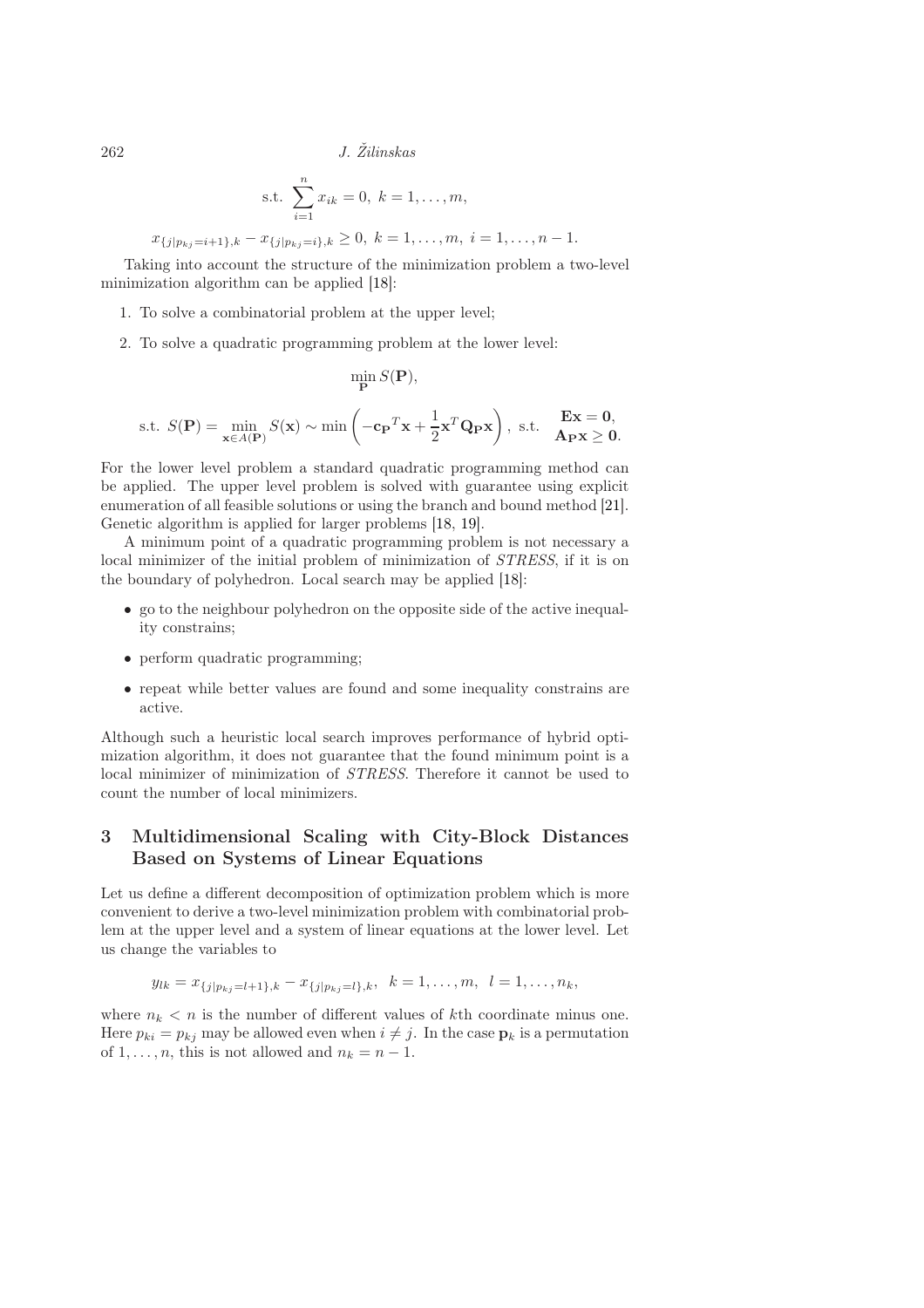$$\text{s.t. } \sum_{i=1}^{n} x_{ik} = 0, \ k = 1, \ldots, m,$$

$$x_{\{j|p_{kj}=i+1\},k} - x_{\{j|p_{kj}=i\},k} \geq 0, \ k = 1, \ldots, m, \ i = 1, \ldots, n-1.$$

Taking into account the structure of the minimization problem a two-level minimization algorithm can be applied [18]:

1. To solve a combinatorial problem at the upper level;
2. To solve a quadratic programming problem at the lower level:

$$\min_{\mathbf{P}} S(\mathbf{P}),$$

$$\text{s.t. } S(\mathbf{P}) = \min_{\mathbf{x} \in A(\mathbf{P})} S(\mathbf{x}) \sim \min \left( -\mathbf{c_P}^T \mathbf{x} + \frac{1}{2} \mathbf{x}^T \mathbf{Q_P} \mathbf{x} \right), \ \text{s.t.} \quad \begin{matrix} \mathbf{Ex} = \mathbf{0}, \\ \mathbf{A_P x} \geq \mathbf{0}. \end{matrix}$$

For the lower level problem a standard quadratic programming method can be applied. The upper level problem is solved with guarantee using explicit enumeration of all feasible solutions or using the branch and bound method [21]. Genetic algorithm is applied for larger problems [18, 19].

A minimum point of a quadratic programming problem is not necessary a local minimizer of the initial problem of minimization of *STRESS*, if it is on the boundary of polyhedron. Local search may be applied [18]:

- go to the neighbour polyhedron on the opposite side of the active inequality constrains;
- perform quadratic programming;
- repeat while better values are found and some inequality constrains are active.

Although such a heuristic local search improves performance of hybrid optimization algorithm, it does not guarantee that the found minimum point is a local minimizer of minimization of *STRESS*. Therefore it cannot be used to count the number of local minimizers.

## 3 Multidimensional Scaling with City-Block Distances Based on Systems of Linear Equations

Let us define a different decomposition of optimization problem which is more convenient to derive a two-level minimization problem with combinatorial problem at the upper level and a system of linear equations at the lower level. Let us change the variables to

$$y_{lk} = x_{\{j|p_{kj}=l+1\},k} - x_{\{j|p_{kj}=l\},k}, \ \ k = 1, \ldots, m, \ \ l = 1, \ldots, n_k,$$

where $n_k < n$ is the number of different values of $k$th coordinate minus one. Here $p_{ki} = p_{kj}$ may be allowed even when $i \neq j$. In the case $\mathbf{p}_k$ is a permutation of $1, \ldots, n$, this is not allowed and $n_k = n - 1$.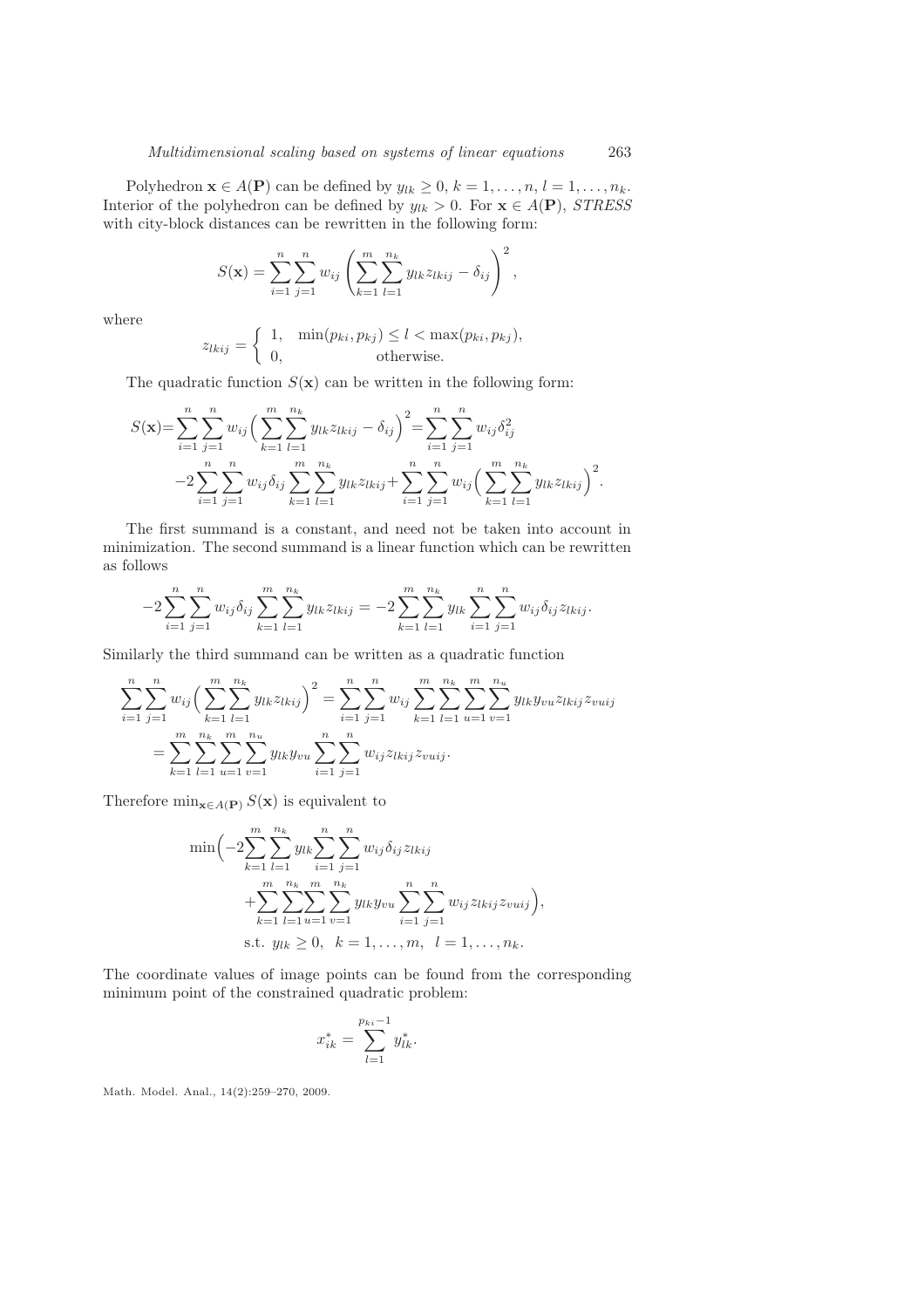Polyhedron $\mathbf{x} \in A(\mathbf{P})$ can be defined by $y_{lk} \geq 0$, $k = 1, \ldots, n$, $l = 1, \ldots, n_k$. Interior of the polyhedron can be defined by $y_{lk} > 0$. For $\mathbf{x} \in A(\mathbf{P})$, *STRESS* with city-block distances can be rewritten in the following form:

$$S(\mathbf{x}) = \sum_{i=1}^{n} \sum_{j=1}^{n} w_{ij} \left( \sum_{k=1}^{m} \sum_{l=1}^{n_k} y_{lk} z_{lkij} - \delta_{ij} \right)^2,$$

where

$$z_{lkij} = \begin{cases} 1, & \min(p_{ki}, p_{kj}) \leq l < \max(p_{ki}, p_{kj}), \\ 0, & \text{otherwise.} \end{cases}$$

The quadratic function $S(\mathbf{x})$ can be written in the following form:

$$S(\mathbf{x}) = \sum_{i=1}^{n} \sum_{j=1}^{n} w_{ij} \Big( \sum_{k=1}^{m} \sum_{l=1}^{n_k} y_{lk} z_{lkij} - \delta_{ij} \Big)^2 = \sum_{i=1}^{n} \sum_{j=1}^{n} w_{ij} \delta_{ij}^2$$
$$-2 \sum_{i=1}^{n} \sum_{j=1}^{n} w_{ij} \delta_{ij} \sum_{k=1}^{m} \sum_{l=1}^{n_k} y_{lk} z_{lkij} + \sum_{i=1}^{n} \sum_{j=1}^{n} w_{ij} \Big( \sum_{k=1}^{m} \sum_{l=1}^{n_k} y_{lk} z_{lkij} \Big)^2.$$

The first summand is a constant, and need not be taken into account in minimization. The second summand is a linear function which can be rewritten as follows

$$-2 \sum_{i=1}^{n} \sum_{j=1}^{n} w_{ij} \delta_{ij} \sum_{k=1}^{m} \sum_{l=1}^{n_k} y_{lk} z_{lkij} = -2 \sum_{k=1}^{m} \sum_{l=1}^{n_k} y_{lk} \sum_{i=1}^{n} \sum_{j=1}^{n} w_{ij} \delta_{ij} z_{lkij}.$$

Similarly the third summand can be written as a quadratic function

$$\sum_{i=1}^{n} \sum_{j=1}^{n} w_{ij} \Big( \sum_{k=1}^{m} \sum_{l=1}^{n_k} y_{lk} z_{lkij} \Big)^2 = \sum_{i=1}^{n} \sum_{j=1}^{n} w_{ij} \sum_{k=1}^{m} \sum_{l=1}^{n_k} \sum_{u=1}^{m} \sum_{v=1}^{n_u} y_{lk} y_{vu} z_{lkij} z_{vuij}$$
$$= \sum_{k=1}^{m} \sum_{l=1}^{n_k} \sum_{u=1}^{m} \sum_{v=1}^{n_u} y_{lk} y_{vu} \sum_{i=1}^{n} \sum_{j=1}^{n} w_{ij} z_{lkij} z_{vuij}.$$

Therefore $\min_{\mathbf{x} \in A(\mathbf{P})} S(\mathbf{x})$ is equivalent to

$$\min \Big( -2 \sum_{k=1}^{m} \sum_{l=1}^{n_k} y_{lk} \sum_{i=1}^{n} \sum_{j=1}^{n} w_{ij} \delta_{ij} z_{lkij}$$
$$+ \sum_{k=1}^{m} \sum_{l=1}^{n_k} \sum_{u=1}^{m} \sum_{v=1}^{n_k} y_{lk} y_{vu} \sum_{i=1}^{n} \sum_{j=1}^{n} w_{ij} z_{lkij} z_{vuij} \Big),$$
$$\text{s.t. } y_{lk} \geq 0, \quad k = 1, \ldots, m, \quad l = 1, \ldots, n_k.$$

The coordinate values of image points can be found from the corresponding minimum point of the constrained quadratic problem:

$$x_{ik}^* = \sum_{l=1}^{p_{ki}-1} y_{lk}^*.$$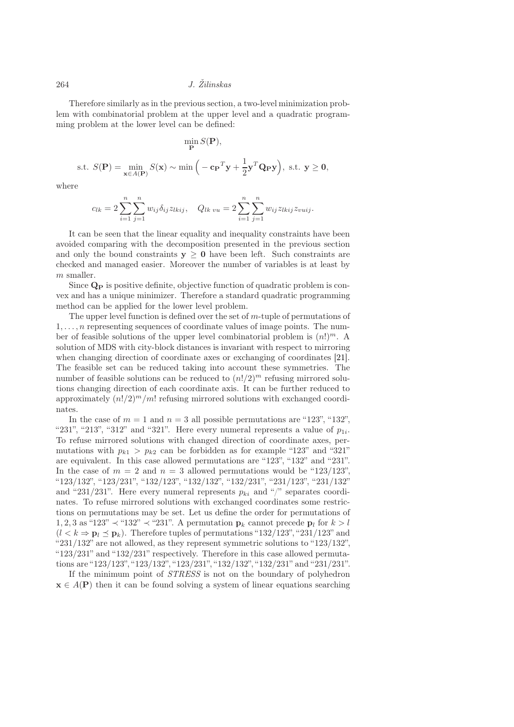Therefore similarly as in the previous section, a two-level minimization problem with combinatorial problem at the upper level and a quadratic programming problem at the lower level can be defined:

$$\min_{\mathbf{P}} S(\mathbf{P}),$$

$$\text{s.t. } S(\mathbf{P}) = \min_{\mathbf{x}\in A(\mathbf{P})} S(\mathbf{x}) \sim \min\Big( -\mathbf{c_P}^T\mathbf{y} + \frac{1}{2}\mathbf{y}^T\mathbf{Q_P}\mathbf{y}\Big), \text{ s.t. } \mathbf{y} \geq \mathbf{0},$$

where

$$c_{lk} = 2\sum_{i=1}^{n}\sum_{j=1}^{n} w_{ij}\delta_{ij}z_{lkij}, \quad Q_{lk\ vu} = 2\sum_{i=1}^{n}\sum_{j=1}^{n} w_{ij}z_{lkij}z_{vuij}.$$

It can be seen that the linear equality and inequality constraints have been avoided comparing with the decomposition presented in the previous section and only the bound constraints $\mathbf{y} \geq \mathbf{0}$ have been left. Such constraints are checked and managed easier. Moreover the number of variables is at least by $m$ smaller.

Since $\mathbf{Q_P}$ is positive definite, objective function of quadratic problem is convex and has a unique minimizer. Therefore a standard quadratic programming method can be applied for the lower level problem.

The upper level function is defined over the set of $m$-tuple of permutations of $1,\dots,n$ representing sequences of coordinate values of image points. The number of feasible solutions of the upper level combinatorial problem is $(n!)^m$. A solution of MDS with city-block distances is invariant with respect to mirroring when changing direction of coordinate axes or exchanging of coordinates [21]. The feasible set can be reduced taking into account these symmetries. The number of feasible solutions can be reduced to $(n!/2)^m$ refusing mirrored solutions changing direction of each coordinate axis. It can be further reduced to approximately $(n!/2)^m/m!$ refusing mirrored solutions with exchanged coordinates.

In the case of $m = 1$ and $n = 3$ all possible permutations are "123", "132", "231", "213", "312" and "321". Here every numeral represents a value of $p_{1i}$. To refuse mirrored solutions with changed direction of coordinate axes, permutations with $p_{k1} > p_{k2}$ can be forbidden as for example "123" and "321" are equivalent. In this case allowed permutations are "123", "132" and "231". In the case of $m = 2$ and $n = 3$ allowed permutations would be "123/123", "123/132", "123/231", "132/123", "132/132", "132/231", "231/123", "231/132" and "231/231". Here every numeral represents $p_{ki}$ and "/" separates coordinates. To refuse mirrored solutions with exchanged coordinates some restrictions on permutations may be set. Let us define the order for permutations of $1, 2, 3$ as "123" $\prec$ "132" $\prec$ "231". A permutation $\mathbf{p}_k$ cannot precede $\mathbf{p}_l$ for $k > l$ ($l < k \Rightarrow \mathbf{p}_l \preceq \mathbf{p}_k$). Therefore tuples of permutations "132/123", "231/123" and "231/132" are not allowed, as they represent symmetric solutions to "123/132", "123/231" and "132/231" respectively. Therefore in this case allowed permutations are "123/123", "123/132", "123/231", "132/132", "132/231" and "231/231".

If the minimum point of *STRESS* is not on the boundary of polyhedron $\mathbf{x} \in A(\mathbf{P})$ then it can be found solving a system of linear equations searching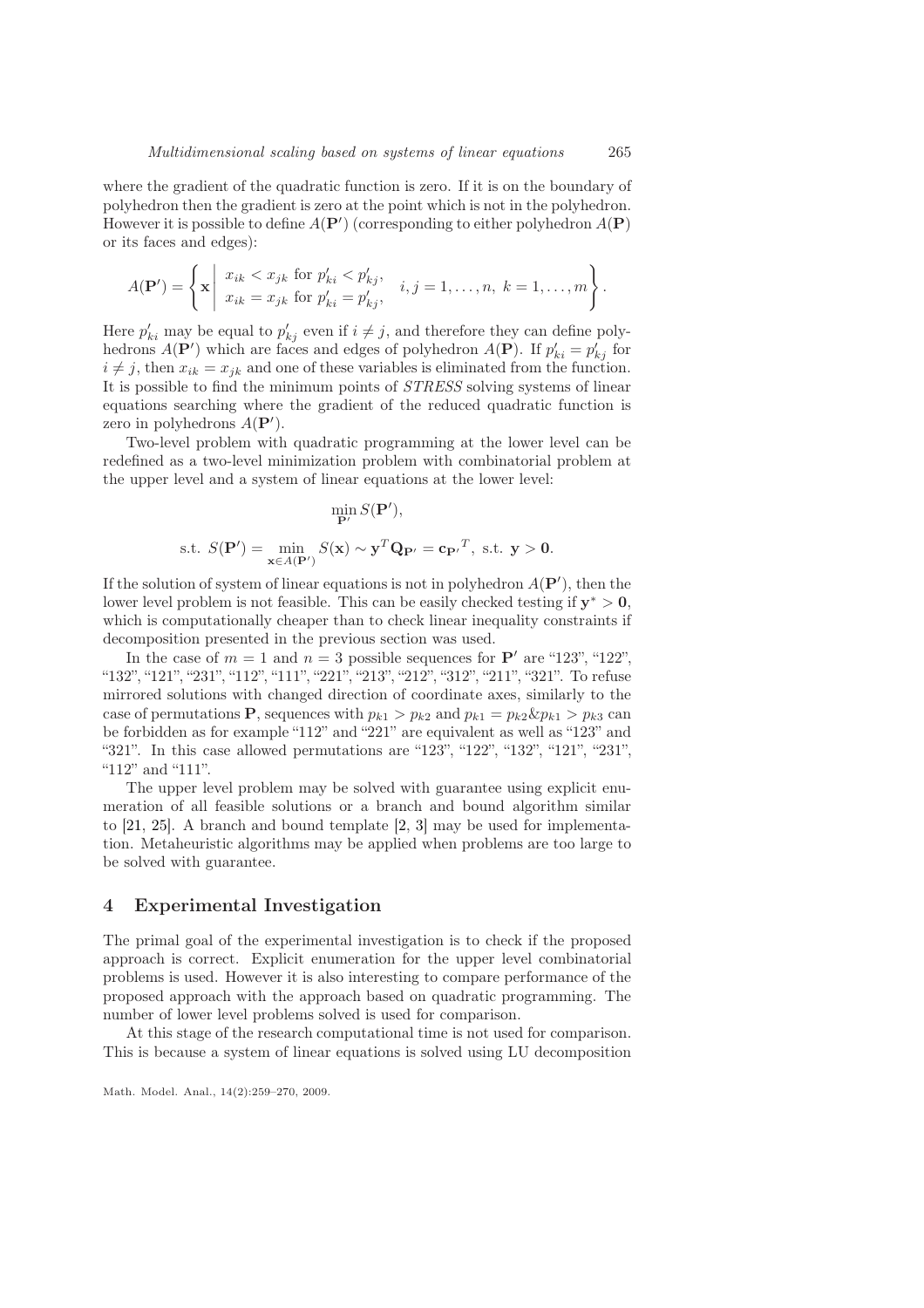where the gradient of the quadratic function is zero. If it is on the boundary of polyhedron then the gradient is zero at the point which is not in the polyhedron. However it is possible to define $A(\mathbf{P}')$ (corresponding to either polyhedron $A(\mathbf{P})$ or its faces and edges):

$$A(\mathbf{P}') = \left\{ \mathbf{x} \;\middle|\; \begin{array}{l} x_{ik} < x_{jk} \text{ for } p'_{ki} < p'_{kj}, \\ x_{ik} = x_{jk} \text{ for } p'_{ki} = p'_{kj}, \end{array} \quad i,j = 1,\ldots,n,\ k = 1,\ldots,m \right\}.$$

Here $p'_{ki}$ may be equal to $p'_{kj}$ even if $i \neq j$, and therefore they can define polyhedrons $A(\mathbf{P}')$ which are faces and edges of polyhedron $A(\mathbf{P})$. If $p'_{ki} = p'_{kj}$ for $i \neq j$, then $x_{ik} = x_{jk}$ and one of these variables is eliminated from the function. It is possible to find the minimum points of *STRESS* solving systems of linear equations searching where the gradient of the reduced quadratic function is zero in polyhedrons $A(\mathbf{P}')$.

Two-level problem with quadratic programming at the lower level can be redefined as a two-level minimization problem with combinatorial problem at the upper level and a system of linear equations at the lower level:

$$\min_{\mathbf{P}'} S(\mathbf{P}'),$$

$$\text{s.t. } S(\mathbf{P}') = \min_{\mathbf{x} \in A(\mathbf{P}')} S(\mathbf{x}) \sim \mathbf{y}^T \mathbf{Q}_{\mathbf{P}'} = \mathbf{c}_{\mathbf{P}'}{}^T, \text{ s.t. } \mathbf{y} > \mathbf{0}.$$

If the solution of system of linear equations is not in polyhedron $A(\mathbf{P}')$, then the lower level problem is not feasible. This can be easily checked testing if $\mathbf{y}^* > \mathbf{0}$, which is computationally cheaper than to check linear inequality constraints if decomposition presented in the previous section was used.

In the case of $m = 1$ and $n = 3$ possible sequences for $\mathbf{P}'$ are "123", "122", "132", "121", "231", "112", "111", "221", "213", "212", "312", "211", "321". To refuse mirrored solutions with changed direction of coordinate axes, similarly to the case of permutations $\mathbf{P}$, sequences with $p_{k1} > p_{k2}$ and $p_{k1} = p_{k2} \& p_{k1} > p_{k3}$ can be forbidden as for example "112" and "221" are equivalent as well as "123" and "321". In this case allowed permutations are "123", "122", "132", "121", "231", "112" and "111".

The upper level problem may be solved with guarantee using explicit enumeration of all feasible solutions or a branch and bound algorithm similar to [21, 25]. A branch and bound template [2, 3] may be used for implementation. Metaheuristic algorithms may be applied when problems are too large to be solved with guarantee.

## 4 Experimental Investigation

The primal goal of the experimental investigation is to check if the proposed approach is correct. Explicit enumeration for the upper level combinatorial problems is used. However it is also interesting to compare performance of the proposed approach with the approach based on quadratic programming. The number of lower level problems solved is used for comparison.

At this stage of the research computational time is not used for comparison. This is because a system of linear equations is solved using LU decomposition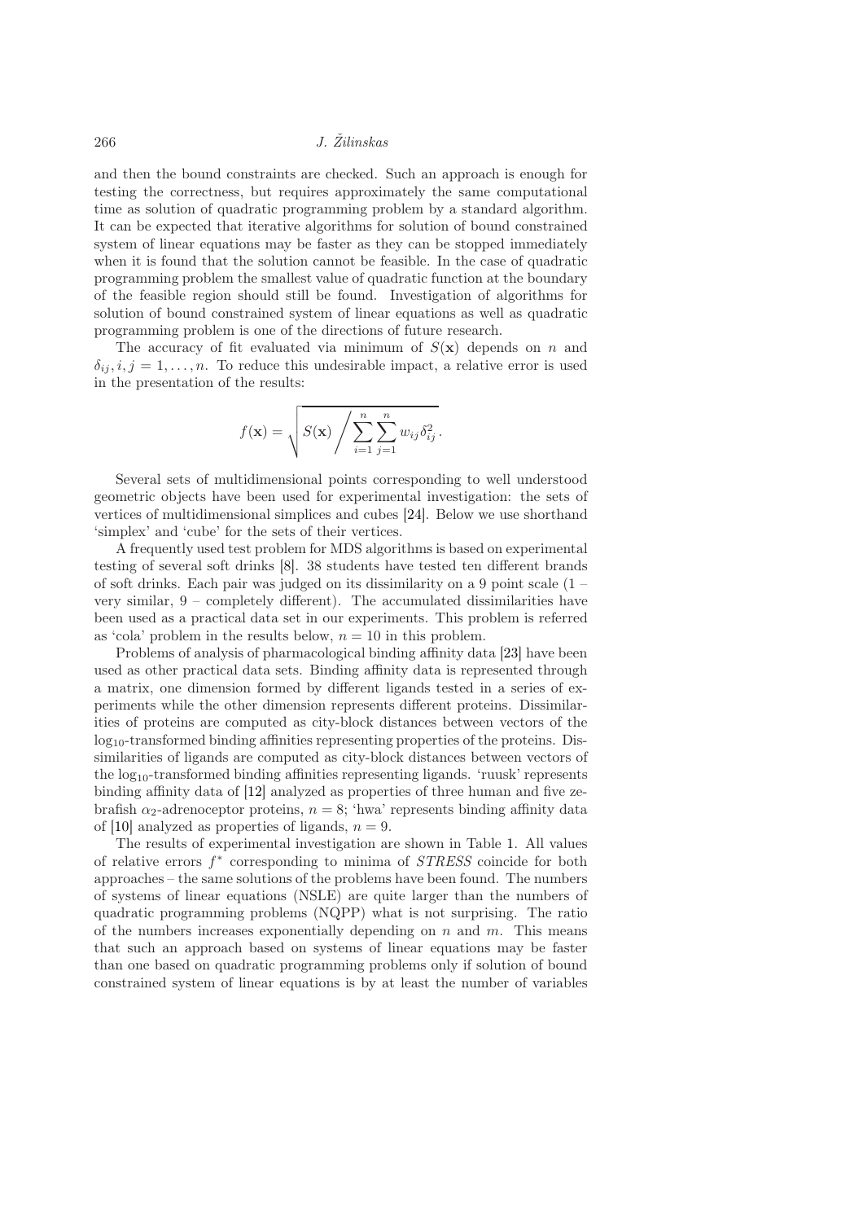and then the bound constraints are checked. Such an approach is enough for testing the correctness, but requires approximately the same computational time as solution of quadratic programming problem by a standard algorithm. It can be expected that iterative algorithms for solution of bound constrained system of linear equations may be faster as they can be stopped immediately when it is found that the solution cannot be feasible. In the case of quadratic programming problem the smallest value of quadratic function at the boundary of the feasible region should still be found. Investigation of algorithms for solution of bound constrained system of linear equations as well as quadratic programming problem is one of the directions of future research.

The accuracy of fit evaluated via minimum of $S(\mathbf{x})$ depends on $n$ and $\delta_{ij}, i, j = 1, \ldots, n$. To reduce this undesirable impact, a relative error is used in the presentation of the results:

$$f(\mathbf{x}) = \sqrt{S(\mathbf{x}) \Bigg/ \sum_{i=1}^{n} \sum_{j=1}^{n} w_{ij} \delta_{ij}^2}.$$

Several sets of multidimensional points corresponding to well understood geometric objects have been used for experimental investigation: the sets of vertices of multidimensional simplices and cubes [24]. Below we use shorthand 'simplex' and 'cube' for the sets of their vertices.

A frequently used test problem for MDS algorithms is based on experimental testing of several soft drinks [8]. 38 students have tested ten different brands of soft drinks. Each pair was judged on its dissimilarity on a 9 point scale (1 – very similar, 9 – completely different). The accumulated dissimilarities have been used as a practical data set in our experiments. This problem is referred as 'cola' problem in the results below, $n = 10$ in this problem.

Problems of analysis of pharmacological binding affinity data [23] have been used as other practical data sets. Binding affinity data is represented through a matrix, one dimension formed by different ligands tested in a series of experiments while the other dimension represents different proteins. Dissimilarities of proteins are computed as city-block distances between vectors of the $\log_{10}$-transformed binding affinities representing properties of the proteins. Dissimilarities of ligands are computed as city-block distances between vectors of the $\log_{10}$-transformed binding affinities representing ligands. 'ruusk' represents binding affinity data of [12] analyzed as properties of three human and five zebrafish $\alpha_2$-adrenoceptor proteins, $n = 8$; 'hwa' represents binding affinity data of [10] analyzed as properties of ligands, $n = 9$.

The results of experimental investigation are shown in Table 1. All values of relative errors $f^*$ corresponding to minima of *STRESS* coincide for both approaches – the same solutions of the problems have been found. The numbers of systems of linear equations (NSLE) are quite larger than the numbers of quadratic programming problems (NQPP) what is not surprising. The ratio of the numbers increases exponentially depending on $n$ and $m$. This means that such an approach based on systems of linear equations may be faster than one based on quadratic programming problems only if solution of bound constrained system of linear equations is by at least the number of variables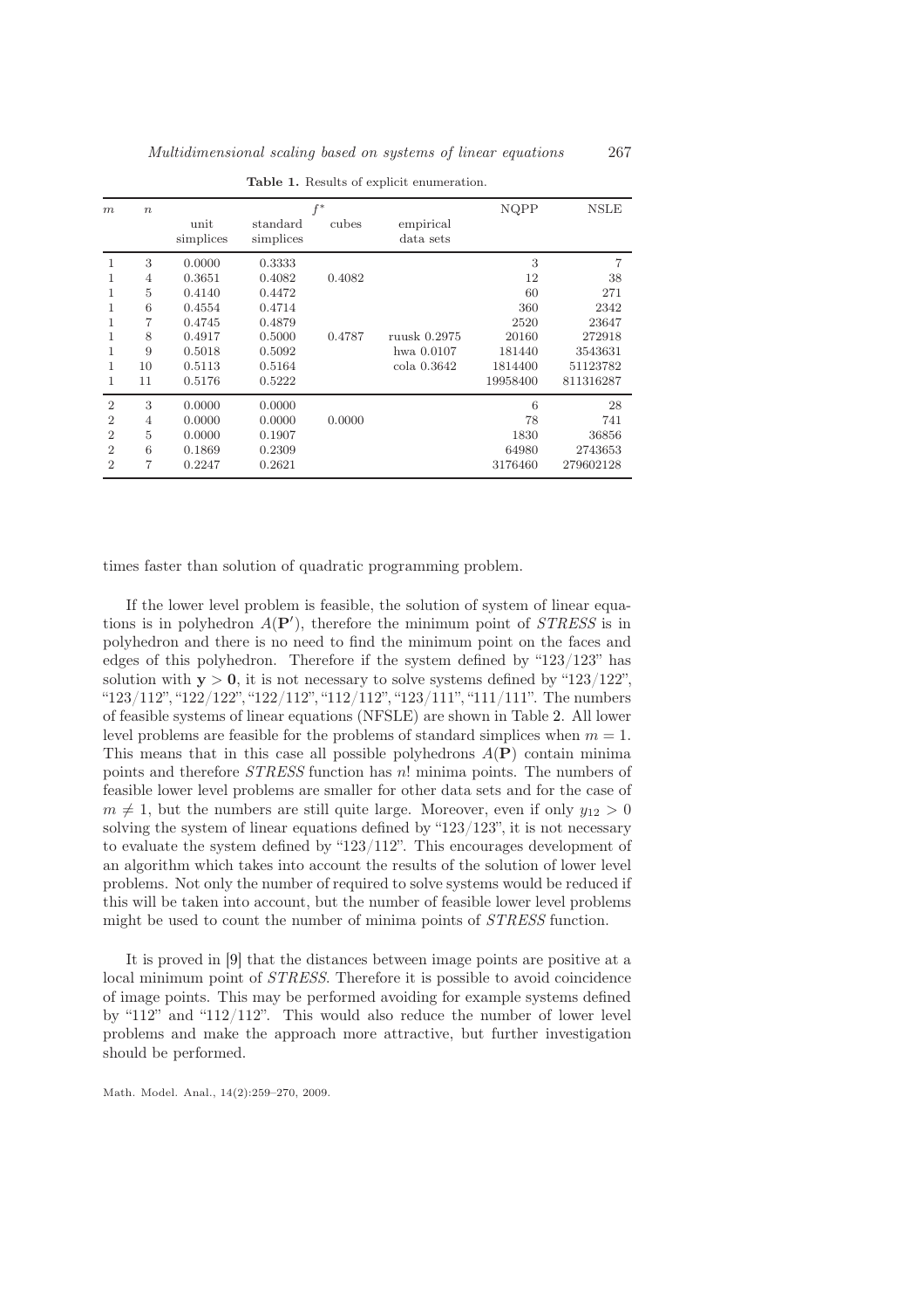**Table 1.** Results of explicit enumeration.

| $m$ | $n$ | $f^*$ | | | | NQPP | NSLE |
|---|---|---|---|---|---|---|---|
| | | unit simplices | standard simplices | cubes | empirical data sets | | |
| 1 | 3 | 0.0000 | 0.3333 | | | 3 | 7 |
| 1 | 4 | 0.3651 | 0.4082 | 0.4082 | | 12 | 38 |
| 1 | 5 | 0.4140 | 0.4472 | | | 60 | 271 |
| 1 | 6 | 0.4554 | 0.4714 | | | 360 | 2342 |
| 1 | 7 | 0.4745 | 0.4879 | | | 2520 | 23647 |
| 1 | 8 | 0.4917 | 0.5000 | 0.4787 | ruusk 0.2975 | 20160 | 272918 |
| 1 | 9 | 0.5018 | 0.5092 | | hwa 0.0107 | 181440 | 3543631 |
| 1 | 10 | 0.5113 | 0.5164 | | cola 0.3642 | 1814400 | 51123782 |
| 1 | 11 | 0.5176 | 0.5222 | | | 19958400 | 811316287 |
| 2 | 3 | 0.0000 | 0.0000 | | | 6 | 28 |
| 2 | 4 | 0.0000 | 0.0000 | 0.0000 | | 78 | 741 |
| 2 | 5 | 0.0000 | 0.1907 | | | 1830 | 36856 |
| 2 | 6 | 0.1869 | 0.2309 | | | 64980 | 2743653 |
| 2 | 7 | 0.2247 | 0.2621 | | | 3176460 | 279602128 |

times faster than solution of quadratic programming problem.

If the lower level problem is feasible, the solution of system of linear equations is in polyhedron $A(\mathbf{P}')$, therefore the minimum point of *STRESS* is in polyhedron and there is no need to find the minimum point on the faces and edges of this polyhedron. Therefore if the system defined by "123/123" has solution with $\mathbf{y} > \mathbf{0}$, it is not necessary to solve systems defined by "123/122", "123/112", "122/122", "122/112", "112/112", "123/111", "111/111". The numbers of feasible systems of linear equations (NFSLE) are shown in Table 2. All lower level problems are feasible for the problems of standard simplices when $m = 1$. This means that in this case all possible polyhedrons $A(\mathbf{P})$ contain minima points and therefore *STRESS* function has $n!$ minima points. The numbers of feasible lower level problems are smaller for other data sets and for the case of $m \neq 1$, but the numbers are still quite large. Moreover, even if only $y_{12} > 0$ solving the system of linear equations defined by "123/123", it is not necessary to evaluate the system defined by "123/112". This encourages development of an algorithm which takes into account the results of the solution of lower level problems. Not only the number of required to solve systems would be reduced if this will be taken into account, but the number of feasible lower level problems might be used to count the number of minima points of *STRESS* function.

It is proved in [9] that the distances between image points are positive at a local minimum point of *STRESS*. Therefore it is possible to avoid coincidence of image points. This may be performed avoiding for example systems defined by "112" and "112/112". This would also reduce the number of lower level problems and make the approach more attractive, but further investigation should be performed.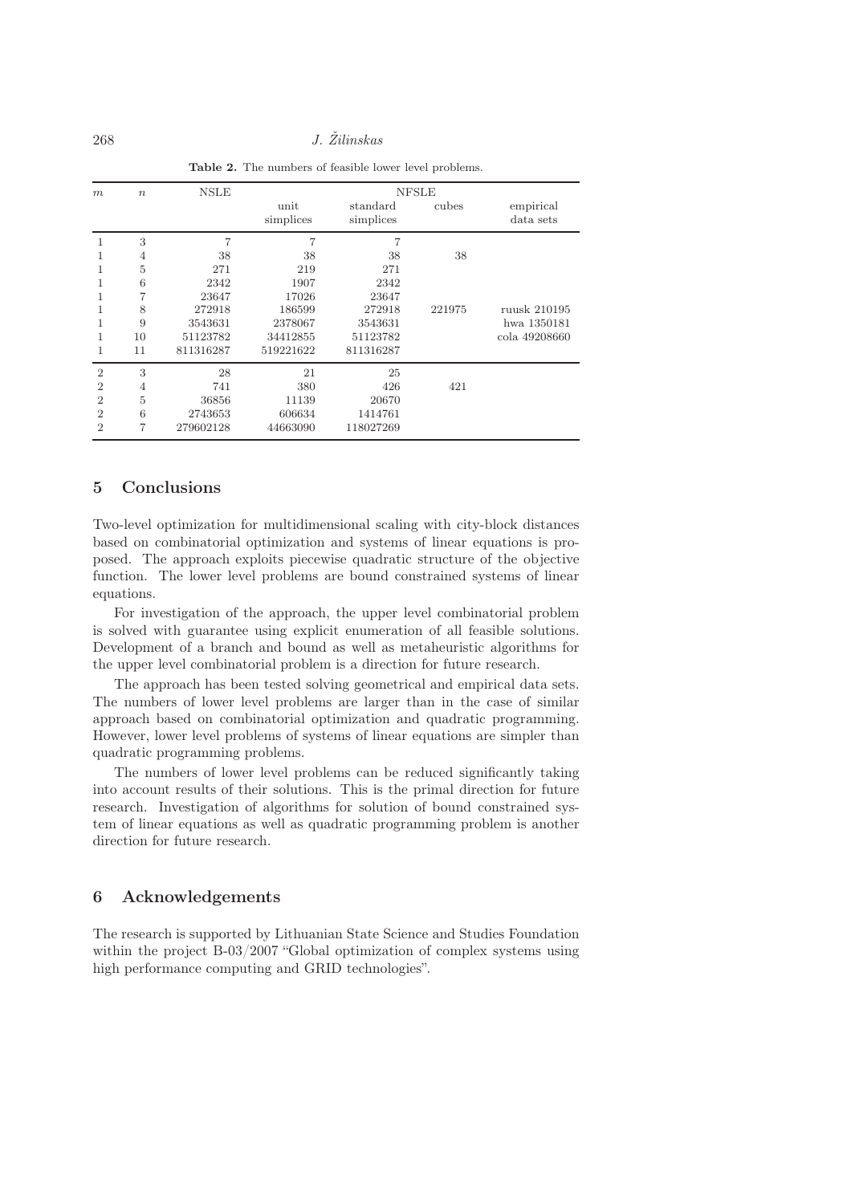**Table 2.** The numbers of feasible lower level problems.

| $m$ | $n$ | NSLE | NFSLE | | | |
|---|---|---|---|---|---|---|
| | | | unit simplices | standard simplices | cubes | empirical data sets |
| 1 | 3 | 7 | 7 | 7 | | |
| 1 | 4 | 38 | 38 | 38 | 38 | |
| 1 | 5 | 271 | 219 | 271 | | |
| 1 | 6 | 2342 | 1907 | 2342 | | |
| 1 | 7 | 23647 | 17026 | 23647 | | |
| 1 | 8 | 272918 | 186599 | 272918 | 221975 | ruusk 210195 |
| 1 | 9 | 3543631 | 2378067 | 3543631 | | hwa 1350181 |
| 1 | 10 | 51123782 | 34412855 | 51123782 | | cola 49208660 |
| 1 | 11 | 811316287 | 519221622 | 811316287 | | |
| 2 | 3 | 28 | 21 | 25 | | |
| 2 | 4 | 741 | 380 | 426 | 421 | |
| 2 | 5 | 36856 | 11139 | 20670 | | |
| 2 | 6 | 2743653 | 606634 | 1414761 | | |
| 2 | 7 | 279602128 | 44663090 | 118027269 | | |

## 5 Conclusions

Two-level optimization for multidimensional scaling with city-block distances based on combinatorial optimization and systems of linear equations is proposed. The approach exploits piecewise quadratic structure of the objective function. The lower level problems are bound constrained systems of linear equations.

For investigation of the approach, the upper level combinatorial problem is solved with guarantee using explicit enumeration of all feasible solutions. Development of a branch and bound as well as metaheuristic algorithms for the upper level combinatorial problem is a direction for future research.

The approach has been tested solving geometrical and empirical data sets. The numbers of lower level problems are larger than in the case of similar approach based on combinatorial optimization and quadratic programming. However, lower level problems of systems of linear equations are simpler than quadratic programming problems.

The numbers of lower level problems can be reduced significantly taking into account results of their solutions. This is the primal direction for future research. Investigation of algorithms for solution of bound constrained system of linear equations as well as quadratic programming problem is another direction for future research.

## 6 Acknowledgements

The research is supported by Lithuanian State Science and Studies Foundation within the project B-03/2007 "Global optimization of complex systems using high performance computing and GRID technologies".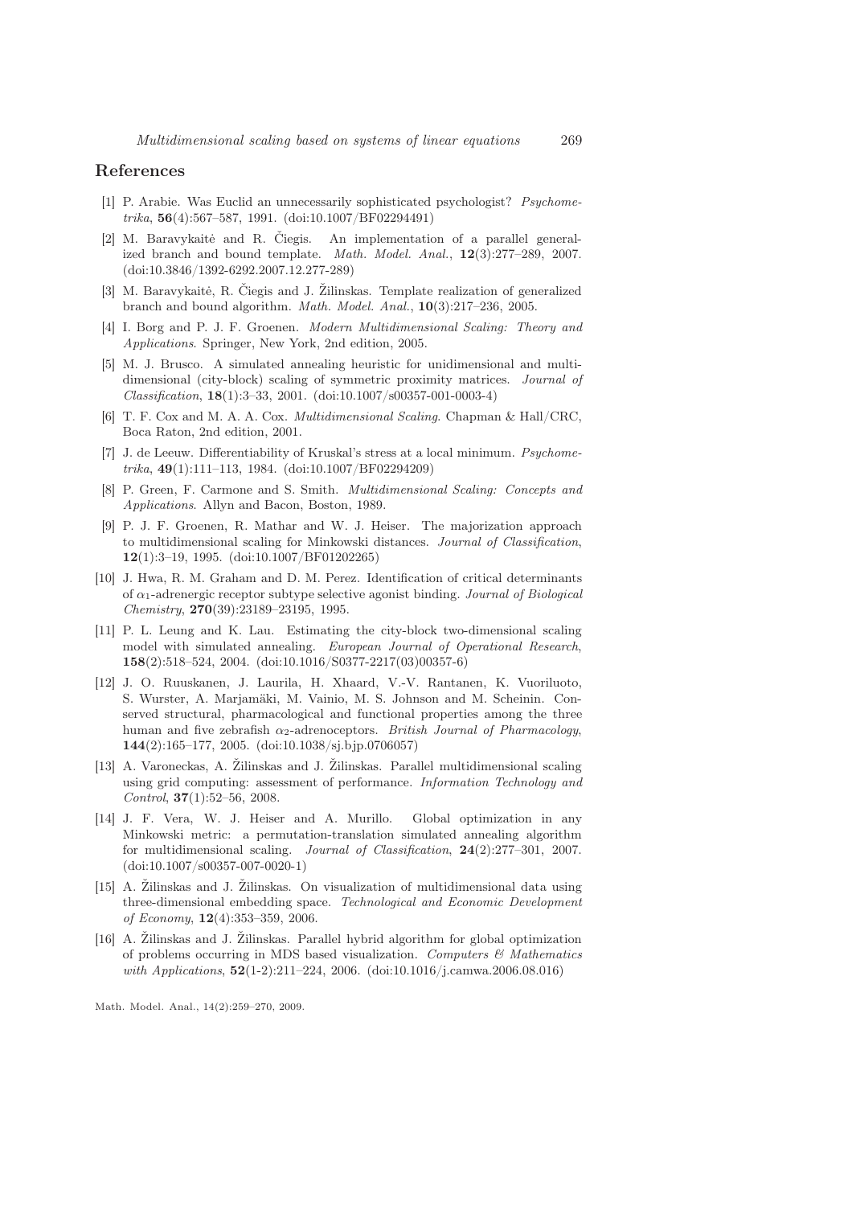## References

[1] P. Arabie. Was Euclid an unnecessarily sophisticated psychologist? *Psychometrika*, **56**(4):567–587, 1991. (doi:10.1007/BF02294491)

[2] M. Baravykaitė and R. Čiegis. An implementation of a parallel generalized branch and bound template. *Math. Model. Anal.*, **12**(3):277–289, 2007. (doi:10.3846/1392-6292.2007.12.277-289)

[3] M. Baravykaitė, R. Čiegis and J. Žilinskas. Template realization of generalized branch and bound algorithm. *Math. Model. Anal.*, **10**(3):217–236, 2005.

[4] I. Borg and P. J. F. Groenen. *Modern Multidimensional Scaling: Theory and Applications*. Springer, New York, 2nd edition, 2005.

[5] M. J. Brusco. A simulated annealing heuristic for unidimensional and multidimensional (city-block) scaling of symmetric proximity matrices. *Journal of Classification*, **18**(1):3–33, 2001. (doi:10.1007/s00357-001-0003-4)

[6] T. F. Cox and M. A. A. Cox. *Multidimensional Scaling*. Chapman & Hall/CRC, Boca Raton, 2nd edition, 2001.

[7] J. de Leeuw. Differentiability of Kruskal's stress at a local minimum. *Psychometrika*, **49**(1):111–113, 1984. (doi:10.1007/BF02294209)

[8] P. Green, F. Carmone and S. Smith. *Multidimensional Scaling: Concepts and Applications*. Allyn and Bacon, Boston, 1989.

[9] P. J. F. Groenen, R. Mathar and W. J. Heiser. The majorization approach to multidimensional scaling for Minkowski distances. *Journal of Classification*, **12**(1):3–19, 1995. (doi:10.1007/BF01202265)

[10] J. Hwa, R. M. Graham and D. M. Perez. Identification of critical determinants of $\alpha_1$-adrenergic receptor subtype selective agonist binding. *Journal of Biological Chemistry*, **270**(39):23189–23195, 1995.

[11] P. L. Leung and K. Lau. Estimating the city-block two-dimensional scaling model with simulated annealing. *European Journal of Operational Research*, **158**(2):518–524, 2004. (doi:10.1016/S0377-2217(03)00357-6)

[12] J. O. Ruuskanen, J. Laurila, H. Xhaard, V.-V. Rantanen, K. Vuoriluoto, S. Wurster, A. Marjamäki, M. Vainio, M. S. Johnson and M. Scheinin. Conserved structural, pharmacological and functional properties among the three human and five zebrafish $\alpha_2$-adrenoceptors. *British Journal of Pharmacology*, **144**(2):165–177, 2005. (doi:10.1038/sj.bjp.0706057)

[13] A. Varoneckas, A. Žilinskas and J. Žilinskas. Parallel multidimensional scaling using grid computing: assessment of performance. *Information Technology and Control*, **37**(1):52–56, 2008.

[14] J. F. Vera, W. J. Heiser and A. Murillo. Global optimization in any Minkowski metric: a permutation-translation simulated annealing algorithm for multidimensional scaling. *Journal of Classification*, **24**(2):277–301, 2007. (doi:10.1007/s00357-007-0020-1)

[15] A. Žilinskas and J. Žilinskas. On visualization of multidimensional data using three-dimensional embedding space. *Technological and Economic Development of Economy*, **12**(4):353–359, 2006.

[16] A. Žilinskas and J. Žilinskas. Parallel hybrid algorithm for global optimization of problems occurring in MDS based visualization. *Computers & Mathematics with Applications*, **52**(1-2):211–224, 2006. (doi:10.1016/j.camwa.2006.08.016)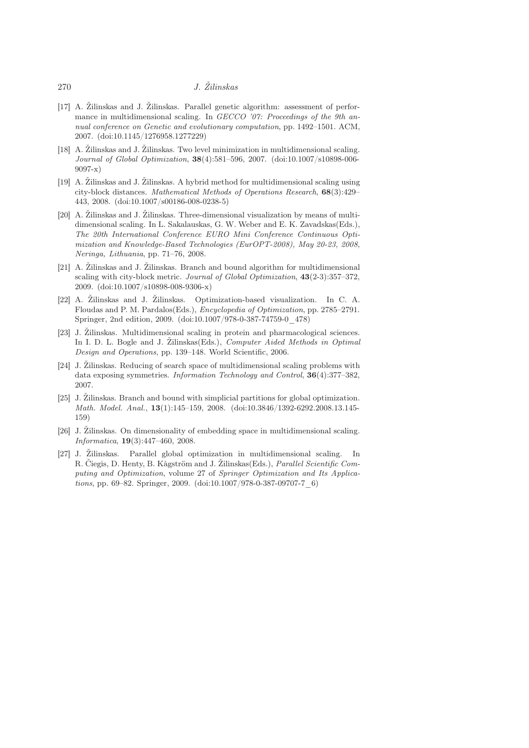[17] A. Žilinskas and J. Žilinskas. Parallel genetic algorithm: assessment of performance in multidimensional scaling. In *GECCO '07: Proceedings of the 9th annual conference on Genetic and evolutionary computation*, pp. 1492–1501. ACM, 2007. (doi:10.1145/1276958.1277229)

[18] A. Žilinskas and J. Žilinskas. Two level minimization in multidimensional scaling. *Journal of Global Optimization*, **38**(4):581–596, 2007. (doi:10.1007/s10898-006-9097-x)

[19] A. Žilinskas and J. Žilinskas. A hybrid method for multidimensional scaling using city-block distances. *Mathematical Methods of Operations Research*, **68**(3):429–443, 2008. (doi:10.1007/s00186-008-0238-5)

[20] A. Žilinskas and J. Žilinskas. Three-dimensional visualization by means of multidimensional scaling. In L. Sakalauskas, G. W. Weber and E. K. Zavadskas(Eds.), *The 20th International Conference EURO Mini Conference Continuous Optimization and Knowledge-Based Technologies (EurOPT-2008), May 20-23, 2008, Neringa, Lithuania*, pp. 71–76, 2008.

[21] A. Žilinskas and J. Žilinskas. Branch and bound algorithm for multidimensional scaling with city-block metric. *Journal of Global Optimization*, **43**(2-3):357–372, 2009. (doi:10.1007/s10898-008-9306-x)

[22] A. Žilinskas and J. Žilinskas. Optimization-based visualization. In C. A. Floudas and P. M. Pardalos(Eds.), *Encyclopedia of Optimization*, pp. 2785–2791. Springer, 2nd edition, 2009. (doi:10.1007/978-0-387-74759-0_478)

[23] J. Žilinskas. Multidimensional scaling in protein and pharmacological sciences. In I. D. L. Bogle and J. Žilinskas(Eds.), *Computer Aided Methods in Optimal Design and Operations*, pp. 139–148. World Scientific, 2006.

[24] J. Žilinskas. Reducing of search space of multidimensional scaling problems with data exposing symmetries. *Information Technology and Control*, **36**(4):377–382, 2007.

[25] J. Žilinskas. Branch and bound with simplicial partitions for global optimization. *Math. Model. Anal.*, **13**(1):145–159, 2008. (doi:10.3846/1392-6292.2008.13.145-159)

[26] J. Žilinskas. On dimensionality of embedding space in multidimensional scaling. *Informatica*, **19**(3):447–460, 2008.

[27] J. Žilinskas. Parallel global optimization in multidimensional scaling. In R. Čiegis, D. Henty, B. Kågström and J. Žilinskas(Eds.), *Parallel Scientific Computing and Optimization*, volume 27 of *Springer Optimization and Its Applications*, pp. 69–82. Springer, 2009. (doi:10.1007/978-0-387-09707-7_6)